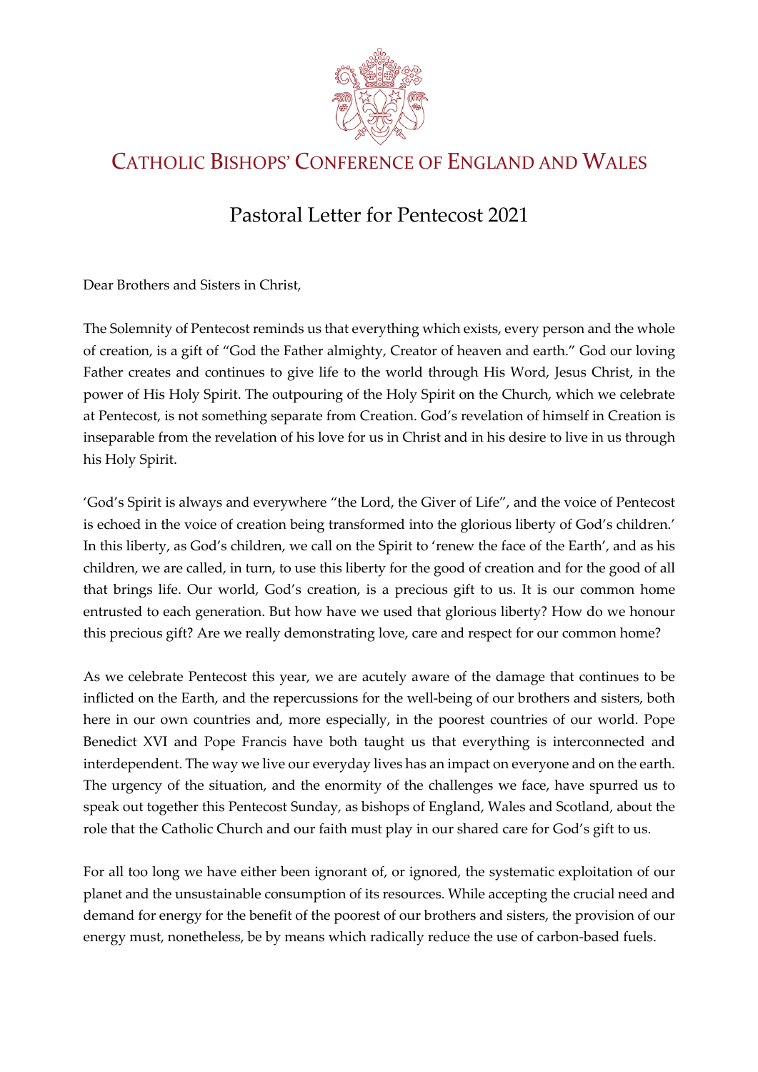# Catholic Bishops' Conference of England and Wales

## Pastoral Letter for Pentecost 2021

Dear Brothers and Sisters in Christ,

The Solemnity of Pentecost reminds us that everything which exists, every person and the whole of creation, is a gift of "God the Father almighty, Creator of heaven and earth." God our loving Father creates and continues to give life to the world through His Word, Jesus Christ, in the power of His Holy Spirit. The outpouring of the Holy Spirit on the Church, which we celebrate at Pentecost, is not something separate from Creation. God's revelation of himself in Creation is inseparable from the revelation of his love for us in Christ and in his desire to live in us through his Holy Spirit.

'God's Spirit is always and everywhere "the Lord, the Giver of Life", and the voice of Pentecost is echoed in the voice of creation being transformed into the glorious liberty of God's children.' In this liberty, as God's children, we call on the Spirit to 'renew the face of the Earth', and as his children, we are called, in turn, to use this liberty for the good of creation and for the good of all that brings life. Our world, God's creation, is a precious gift to us. It is our common home entrusted to each generation. But how have we used that glorious liberty? How do we honour this precious gift? Are we really demonstrating love, care and respect for our common home?

As we celebrate Pentecost this year, we are acutely aware of the damage that continues to be inflicted on the Earth, and the repercussions for the well-being of our brothers and sisters, both here in our own countries and, more especially, in the poorest countries of our world. Pope Benedict XVI and Pope Francis have both taught us that everything is interconnected and interdependent. The way we live our everyday lives has an impact on everyone and on the earth. The urgency of the situation, and the enormity of the challenges we face, have spurred us to speak out together this Pentecost Sunday, as bishops of England, Wales and Scotland, about the role that the Catholic Church and our faith must play in our shared care for God's gift to us.

For all too long we have either been ignorant of, or ignored, the systematic exploitation of our planet and the unsustainable consumption of its resources. While accepting the crucial need and demand for energy for the benefit of the poorest of our brothers and sisters, the provision of our energy must, nonetheless, be by means which radically reduce the use of carbon-based fuels.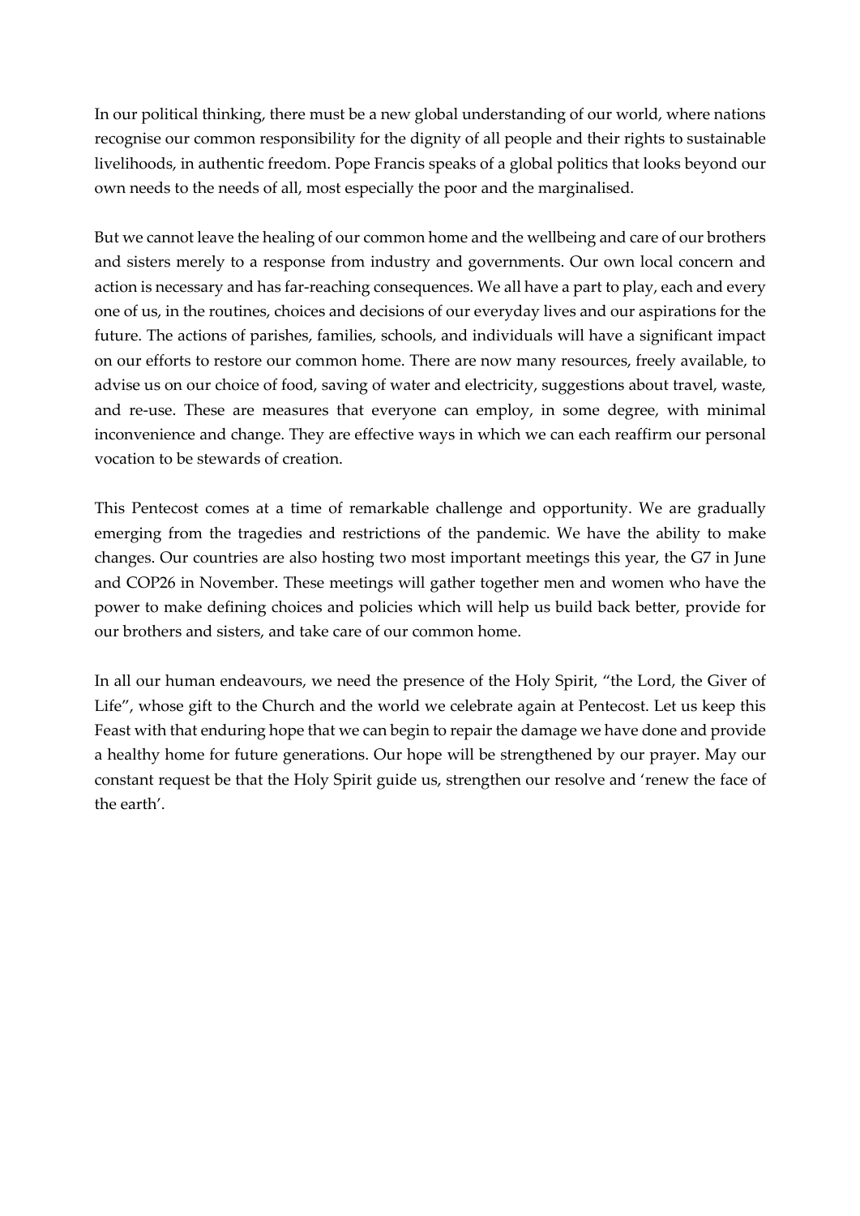In our political thinking, there must be a new global understanding of our world, where nations recognise our common responsibility for the dignity of all people and their rights to sustainable livelihoods, in authentic freedom. Pope Francis speaks of a global politics that looks beyond our own needs to the needs of all, most especially the poor and the marginalised.

But we cannot leave the healing of our common home and the wellbeing and care of our brothers and sisters merely to a response from industry and governments. Our own local concern and action is necessary and has far-reaching consequences. We all have a part to play, each and every one of us, in the routines, choices and decisions of our everyday lives and our aspirations for the future. The actions of parishes, families, schools, and individuals will have a significant impact on our efforts to restore our common home. There are now many resources, freely available, to advise us on our choice of food, saving of water and electricity, suggestions about travel, waste, and re-use. These are measures that everyone can employ, in some degree, with minimal inconvenience and change. They are effective ways in which we can each reaffirm our personal vocation to be stewards of creation.

This Pentecost comes at a time of remarkable challenge and opportunity. We are gradually emerging from the tragedies and restrictions of the pandemic. We have the ability to make changes. Our countries are also hosting two most important meetings this year, the G7 in June and COP26 in November. These meetings will gather together men and women who have the power to make defining choices and policies which will help us build back better, provide for our brothers and sisters, and take care of our common home.

In all our human endeavours, we need the presence of the Holy Spirit, "the Lord, the Giver of Life", whose gift to the Church and the world we celebrate again at Pentecost. Let us keep this Feast with that enduring hope that we can begin to repair the damage we have done and provide a healthy home for future generations. Our hope will be strengthened by our prayer. May our constant request be that the Holy Spirit guide us, strengthen our resolve and 'renew the face of the earth'.